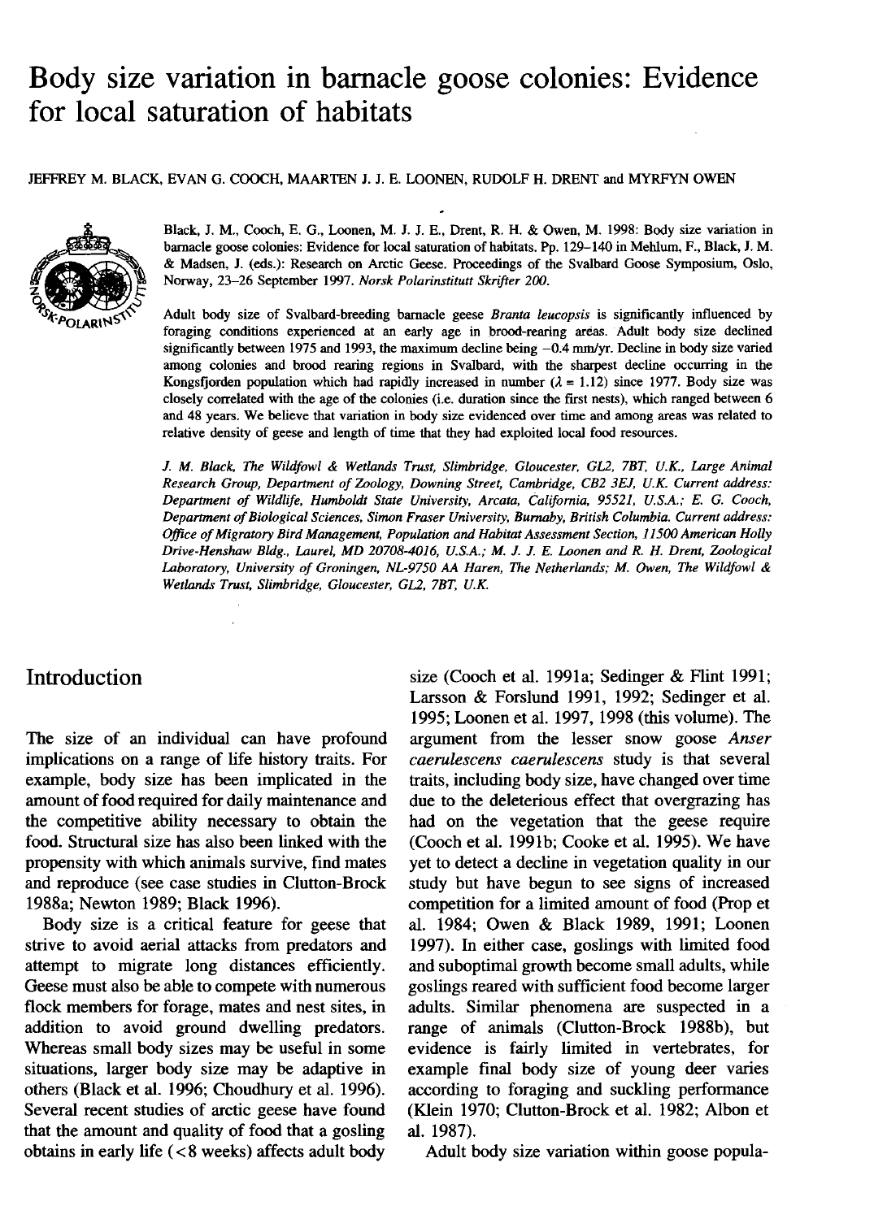# Body size variation in barnacle goose colonies: Evidence for local saturation of habitats

JEFFREY M. BLACK, EVAN G. COOCH, MAARTEN J. J. E. LOONEN, RUDOLF H. DRENT and MYRFYN OWEN

Black, J. M., Cooch, E. G., Loonen, M. J. J. E., Drent, R. H. & Owen, M. 1998: Body size variation in barnacle goose colonies: Evidence for local saturation of habitats. Pp. 129–140 in Mehlum, F., Black, J. M. & Madsen, J. (eds.): Research on Arctic Geese. Proceedings of the Svalbard Goose Symposium, Oslo, Norway, 23–26 September 1997. *Norsk Polarinstitutt Skrifter 200.*

Adult body size of Svalbard-breeding barnacle geese *Branta leucopsis* is significantly influenced by foraging conditions experienced at an early age in brood-rearing areas. Adult body size declined significantly between 1975 and 1993, the maximum decline being −0.4 mm/yr. Decline in body size varied among colonies and brood rearing regions in Svalbard, with the sharpest decline occurring in the Kongsfjorden population which had rapidly increased in number ($\lambda = 1.12$) since 1977. Body size was closely correlated with the age of the colonies (i.e. duration since the first nests), which ranged between 6 and 48 years. We believe that variation in body size evidenced over time and among areas was related to relative density of geese and length of time that they had exploited local food resources.

*J. M. Black, The Wildfowl & Wetlands Trust, Slimbridge, Gloucester, GL2, 7BT, U.K., Large Animal Research Group, Department of Zoology, Downing Street, Cambridge, CB2 3EJ, U.K. Current address: Department of Wildlife, Humboldt State University, Arcata, California, 95521, U.S.A.; E. G. Cooch, Department of Biological Sciences, Simon Fraser University, Burnaby, British Columbia. Current address: Office of Migratory Bird Management, Population and Habitat Assessment Section, 11500 American Holly Drive-Henshaw Bldg., Laurel, MD 20708-4016, U.S.A.; M. J. J. E. Loonen and R. H. Drent, Zoological Laboratory, University of Groningen, NL-9750 AA Haren, The Netherlands; M. Owen, The Wildfowl & Wetlands Trust, Slimbridge, Gloucester, GL2, 7BT, U.K.*

## Introduction

The size of an individual can have profound implications on a range of life history traits. For example, body size has been implicated in the amount of food required for daily maintenance and the competitive ability necessary to obtain the food. Structural size has also been linked with the propensity with which animals survive, find mates and reproduce (see case studies in Clutton-Brock 1988a; Newton 1989; Black 1996).

Body size is a critical feature for geese that strive to avoid aerial attacks from predators and attempt to migrate long distances efficiently. Geese must also be able to compete with numerous flock members for forage, mates and nest sites, in addition to avoid ground dwelling predators. Whereas small body sizes may be useful in some situations, larger body size may be adaptive in others (Black et al. 1996; Choudhury et al. 1996). Several recent studies of arctic geese have found that the amount and quality of food that a gosling obtains in early life (<8 weeks) affects adult body size (Cooch et al. 1991a; Sedinger & Flint 1991; Larsson & Forslund 1991, 1992; Sedinger et al. 1995; Loonen et al. 1997, 1998 (this volume). The argument from the lesser snow goose *Anser caerulescens caerulescens* study is that several traits, including body size, have changed over time due to the deleterious effect that overgrazing has had on the vegetation that the geese require (Cooch et al. 1991b; Cooke et al. 1995). We have yet to detect a decline in vegetation quality in our study but have begun to see signs of increased competition for a limited amount of food (Prop et al. 1984; Owen & Black 1989, 1991; Loonen 1997). In either case, goslings with limited food and suboptimal growth become small adults, while goslings reared with sufficient food become larger adults. Similar phenomena are suspected in a range of animals (Clutton-Brock 1988b), but evidence is fairly limited in vertebrates, for example final body size of young deer varies according to foraging and suckling performance (Klein 1970; Clutton-Brock et al. 1982; Albon et al. 1987).

Adult body size variation within goose popula-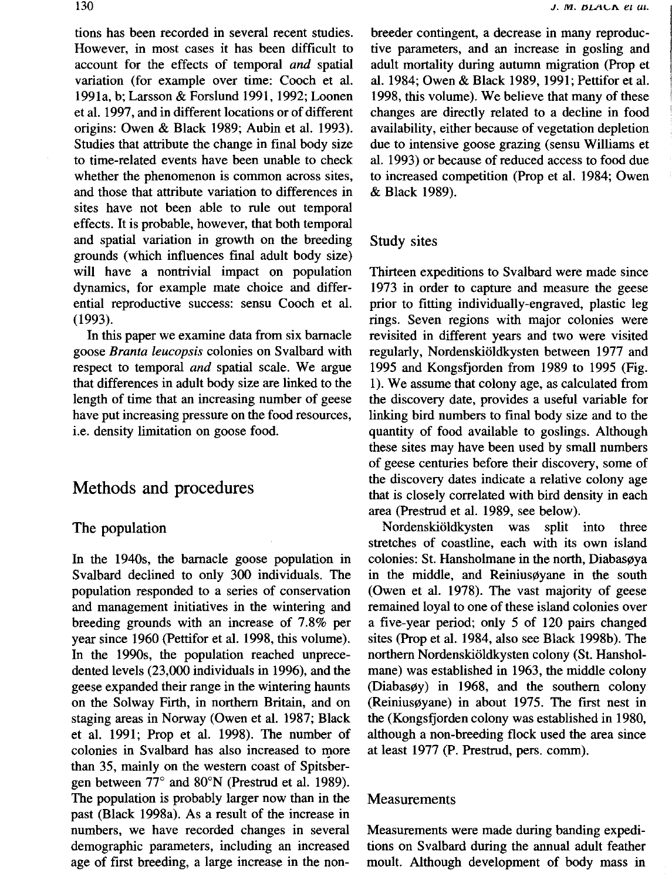tions has been recorded in several recent studies. However, in most cases it has been difficult to account for the effects of temporal *and* spatial variation (for example over time: Cooch et al. 1991a, b; Larsson & Forslund 1991, 1992; Loonen et al. 1997, and in different locations or of different origins: Owen & Black 1989; Aubin et al. 1993). Studies that attribute the change in final body size to time-related events have been unable to check whether the phenomenon is common across sites, and those that attribute variation to differences in sites have not been able to rule out temporal effects. It is probable, however, that both temporal and spatial variation in growth on the breeding grounds (which influences final adult body size) will have a nontrivial impact on population dynamics, for example mate choice and differential reproductive success: sensu Cooch et al. (1993).

In this paper we examine data from six barnacle goose *Branta leucopsis* colonies on Svalbard with respect to temporal *and* spatial scale. We argue that differences in adult body size are linked to the length of time that an increasing number of geese have put increasing pressure on the food resources, i.e. density limitation on goose food.

# Methods and procedures

## The population

In the 1940s, the barnacle goose population in Svalbard declined to only 300 individuals. The population responded to a series of conservation and management initiatives in the wintering and breeding grounds with an increase of 7.8% per year since 1960 (Pettifor et al. 1998, this volume). In the 1990s, the population reached unprecedented levels (23,000 individuals in 1996), and the geese expanded their range in the wintering haunts on the Solway Firth, in northern Britain, and on staging areas in Norway (Owen et al. 1987; Black et al. 1991; Prop et al. 1998). The number of colonies in Svalbard has also increased to more than 35, mainly on the western coast of Spitsbergen between 77° and 80°N (Prestrud et al. 1989). The population is probably larger now than in the past (Black 1998a). As a result of the increase in numbers, we have recorded changes in several demographic parameters, including an increased age of first breeding, a large increase in the non-breeder contingent, a decrease in many reproductive parameters, and an increase in gosling and adult mortality during autumn migration (Prop et al. 1984; Owen & Black 1989, 1991; Pettifor et al. 1998, this volume). We believe that many of these changes are directly related to a decline in food availability, either because of vegetation depletion due to intensive goose grazing (sensu Williams et al. 1993) or because of reduced access to food due to increased competition (Prop et al. 1984; Owen & Black 1989).

## Study sites

Thirteen expeditions to Svalbard were made since 1973 in order to capture and measure the geese prior to fitting individually-engraved, plastic leg rings. Seven regions with major colonies were revisited in different years and two were visited regularly, Nordenskiöldkysten between 1977 and 1995 and Kongsfjorden from 1989 to 1995 (Fig. 1). We assume that colony age, as calculated from the discovery date, provides a useful variable for linking bird numbers to final body size and to the quantity of food available to goslings. Although these sites may have been used by small numbers of geese centuries before their discovery, some of the discovery dates indicate a relative colony age that is closely correlated with bird density in each area (Prestrud et al. 1989, see below).

Nordenskiöldkysten was split into three stretches of coastline, each with its own island colonies: St. Hansholmane in the north, Diabasøya in the middle, and Reiniusøyane in the south (Owen et al. 1978). The vast majority of geese remained loyal to one of these island colonies over a five-year period; only 5 of 120 pairs changed sites (Prop et al. 1984, also see Black 1998b). The northern Nordenskiöldkysten colony (St. Hansholmane) was established in 1963, the middle colony (Diabasøy) in 1968, and the southern colony (Reiniusøyane) in about 1975. The first nest in the (Kongsfjorden colony was established in 1980, although a non-breeding flock used the area since at least 1977 (P. Prestrud, pers. comm).

## Measurements

Measurements were made during banding expeditions on Svalbard during the annual adult feather moult. Although development of body mass in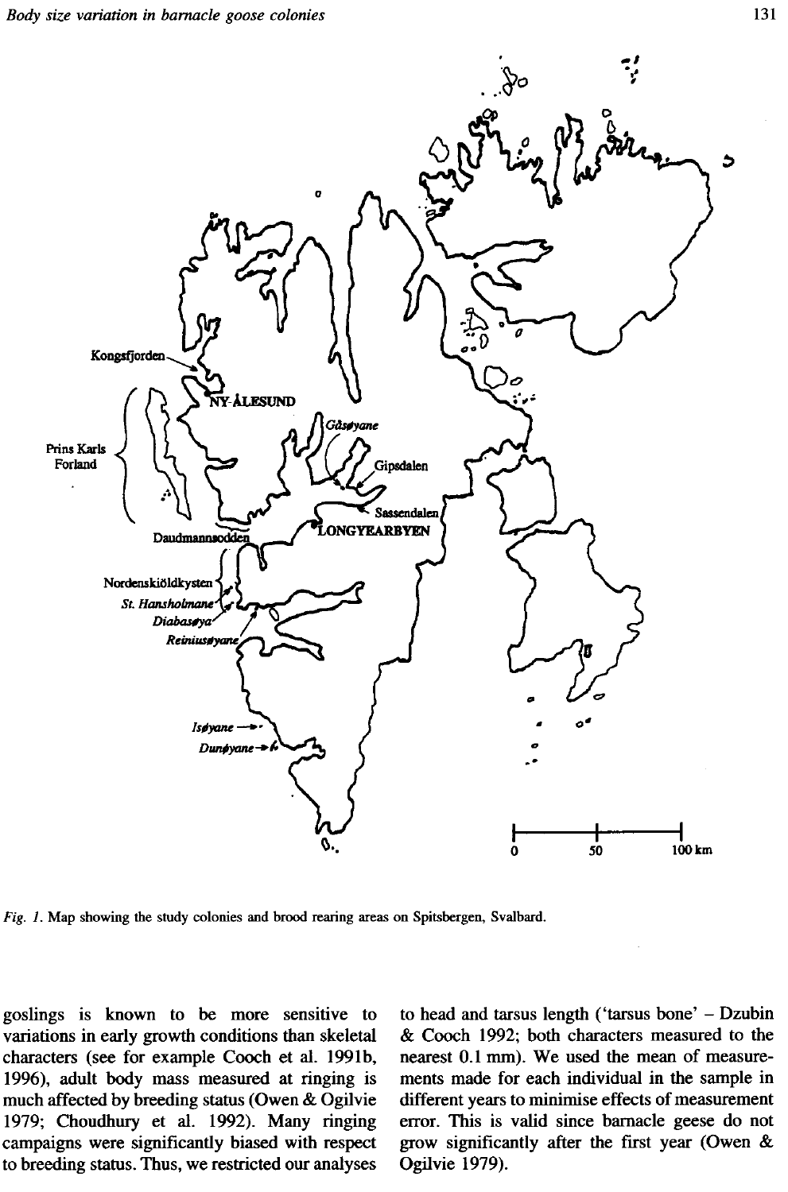*Fig. 1.* Map showing the study colonies and brood rearing areas on Spitsbergen, Svalbard.

goslings is known to be more sensitive to variations in early growth conditions than skeletal characters (see for example Cooch et al. 1991b, 1996), adult body mass measured at ringing is much affected by breeding status (Owen & Ogilvie 1979; Choudhury et al. 1992). Many ringing campaigns were significantly biased with respect to breeding status. Thus, we restricted our analyses to head and tarsus length ('tarsus bone' – Dzubin & Cooch 1992; both characters measured to the nearest 0.1 mm). We used the mean of measurements made for each individual in the sample in different years to minimise effects of measurement error. This is valid since barnacle geese do not grow significantly after the first year (Owen & Ogilvie 1979).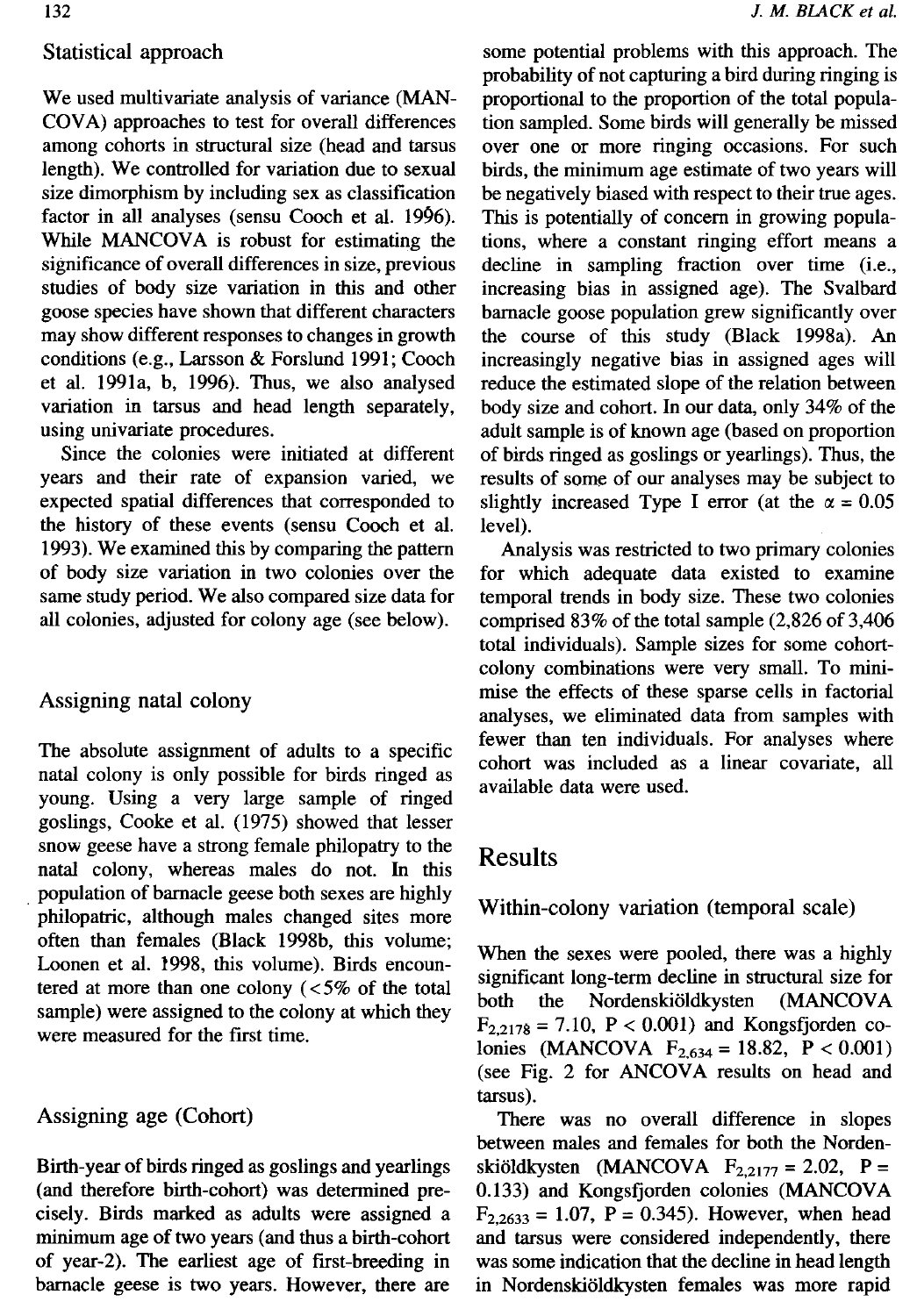## Statistical approach

We used multivariate analysis of variance (MANCOVA) approaches to test for overall differences among cohorts in structural size (head and tarsus length). We controlled for variation due to sexual size dimorphism by including sex as classification factor in all analyses (sensu Cooch et al. 1996). While MANCOVA is robust for estimating the significance of overall differences in size, previous studies of body size variation in this and other goose species have shown that different characters may show different responses to changes in growth conditions (e.g., Larsson & Forslund 1991; Cooch et al. 1991a, b, 1996). Thus, we also analysed variation in tarsus and head length separately, using univariate procedures.

Since the colonies were initiated at different years and their rate of expansion varied, we expected spatial differences that corresponded to the history of these events (sensu Cooch et al. 1993). We examined this by comparing the pattern of body size variation in two colonies over the same study period. We also compared size data for all colonies, adjusted for colony age (see below).

## Assigning natal colony

The absolute assignment of adults to a specific natal colony is only possible for birds ringed as young. Using a very large sample of ringed goslings, Cooke et al. (1975) showed that lesser snow geese have a strong female philopatry to the natal colony, whereas males do not. In this population of barnacle geese both sexes are highly philopatric, although males changed sites more often than females (Black 1998b, this volume; Loonen et al. 1998, this volume). Birds encountered at more than one colony (<5% of the total sample) were assigned to the colony at which they were measured for the first time.

## Assigning age (Cohort)

Birth-year of birds ringed as goslings and yearlings (and therefore birth-cohort) was determined precisely. Birds marked as adults were assigned a minimum age of two years (and thus a birth-cohort of year-2). The earliest age of first-breeding in barnacle geese is two years. However, there are some potential problems with this approach. The probability of not capturing a bird during ringing is proportional to the proportion of the total population sampled. Some birds will generally be missed over one or more ringing occasions. For such birds, the minimum age estimate of two years will be negatively biased with respect to their true ages. This is potentially of concern in growing populations, where a constant ringing effort means a decline in sampling fraction over time (i.e., increasing bias in assigned age). The Svalbard barnacle goose population grew significantly over the course of this study (Black 1998a). An increasingly negative bias in assigned ages will reduce the estimated slope of the relation between body size and cohort. In our data, only 34% of the adult sample is of known age (based on proportion of birds ringed as goslings or yearlings). Thus, the results of some of our analyses may be subject to slightly increased Type I error (at the $\alpha = 0.05$ level).

Analysis was restricted to two primary colonies for which adequate data existed to examine temporal trends in body size. These two colonies comprised 83% of the total sample (2,826 of 3,406 total individuals). Sample sizes for some cohort-colony combinations were very small. To minimise the effects of these sparse cells in factorial analyses, we eliminated data from samples with fewer than ten individuals. For analyses where cohort was included as a linear covariate, all available data were used.

# Results

## Within-colony variation (temporal scale)

When the sexes were pooled, there was a highly significant long-term decline in structural size for both the Nordenskiöldkysten (MANCOVA $F_{2,2178} = 7.10$, $P < 0.001$) and Kongsfjorden colonies (MANCOVA $F_{2,634} = 18.82$, $P < 0.001$) (see Fig. 2 for ANCOVA results on head and tarsus).

There was no overall difference in slopes between males and females for both the Nordenskiöldkysten (MANCOVA $F_{2,2177} = 2.02$, $P = 0.133$) and Kongsfjorden colonies (MANCOVA $F_{2,2633} = 1.07$, $P = 0.345$). However, when head and tarsus were considered independently, there was some indication that the decline in head length in Nordenskiöldkysten females was more rapid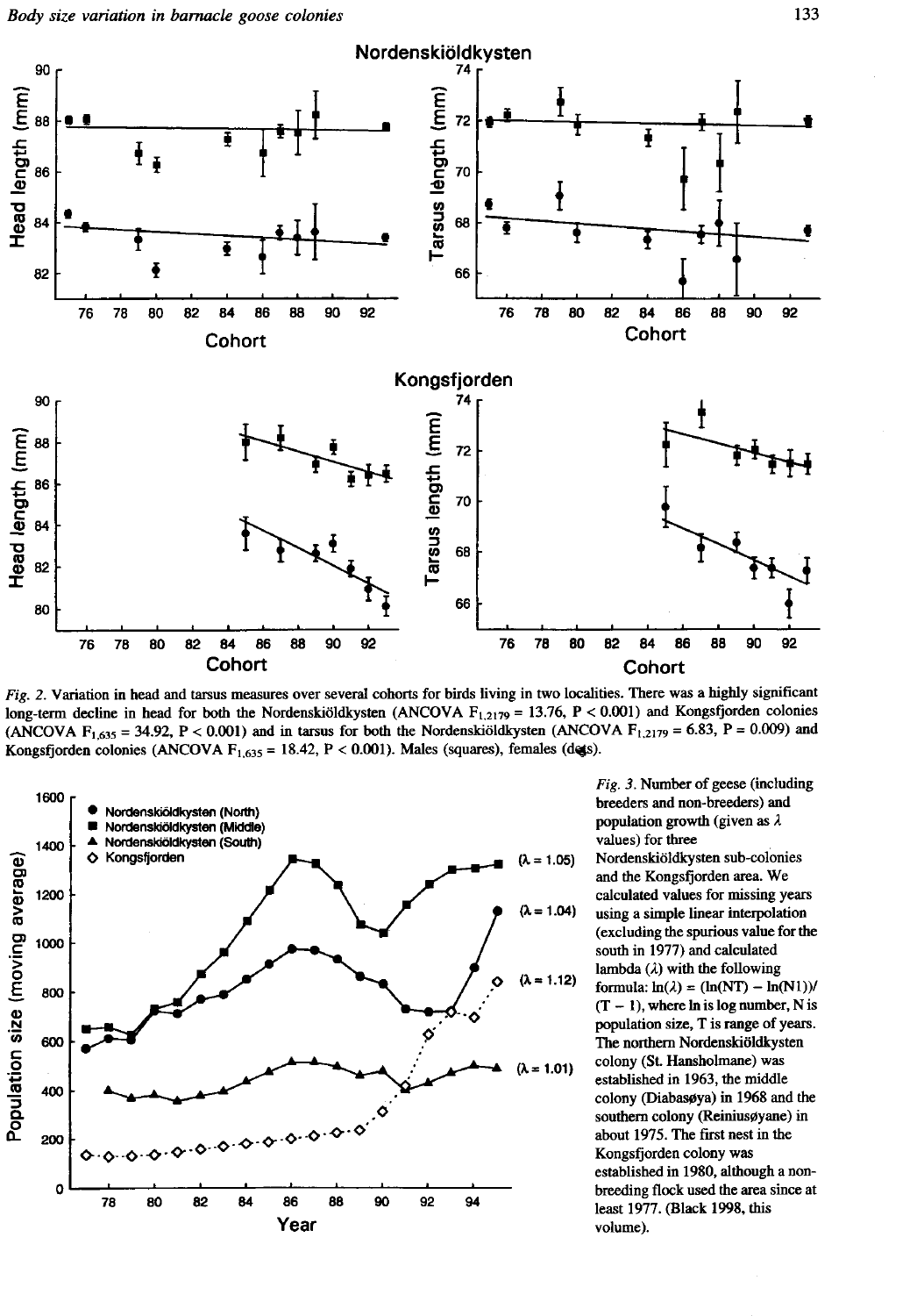Fig. 2. Variation in head and tarsus measures over several cohorts for birds living in two localities. There was a highly significant long-term decline in head for both the Nordenskiöldkysten (ANCOVA $F_{1,2179} = 13.76$, $P < 0.001$) and Kongsfjorden colonies (ANCOVA $F_{1,635} = 34.92$, $P < 0.001$) and in tarsus for both the Nordenskiöldkysten (ANCOVA $F_{1,2179} = 6.83$, $P = 0.009$) and Kongsfjorden colonies (ANCOVA $F_{1,635} = 18.42$, $P < 0.001$). Males (squares), females (dots).

Fig. 3. Number of geese (including breeders and non-breeders) and population growth (given as $\lambda$ values) for three Nordenskiöldkysten sub-colonies and the Kongsfjorden area. We calculated values for missing years using a simple linear interpolation (excluding the spurious value for the south in 1977) and calculated lambda ($\lambda$) with the following formula: $\ln(\lambda) = (\ln(NT) - \ln(N1))/(T - 1)$, where ln is log number, N is population size, T is range of years. The northern Nordenskiöldkysten colony (St. Hansholmane) was established in 1963, the middle colony (Diabasøya) in 1968 and the southern colony (Reiniusøyane) in about 1975. The first nest in the Kongsfjorden colony was established in 1980, although a non-breeding flock used the area since at least 1977. (Black 1998, this volume).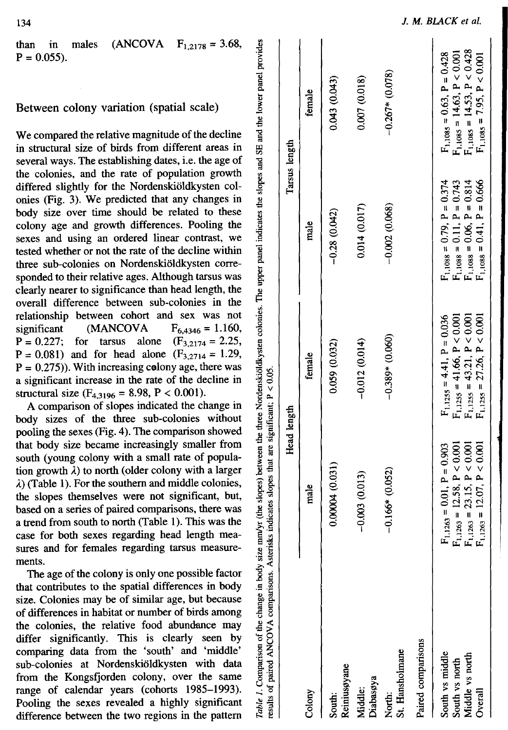than in males (ANCOVA $F_{1,2178} = 3.68$, $P = 0.055$).

## Between colony variation (spatial scale)

We compared the relative magnitude of the decline in structural size of birds from different areas in several ways. The establishing dates, i.e. the age of the colonies, and the rate of population growth differed slightly for the Nordenskiöldkysten colonies (Fig. 3). We predicted that any changes in body size over time should be related to these colony age and growth differences. Pooling the sexes and using an ordered linear contrast, we tested whether or not the rate of the decline within three sub-colonies on Nordenskiöldkysten corresponded to their relative ages. Although tarsus was clearly nearer to significance than head length, the overall difference between sub-colonies in the relationship between cohort and sex was not significant (MANCOVA $F_{6,4346} = 1.160$, $P = 0.227$; for tarsus alone ($F_{3,2174} = 2.25$, $P = 0.081$) and for head alone ($F_{3,2714} = 1.29$, $P = 0.275$)). With increasing colony age, there was a significant increase in the rate of the decline in structural size ($F_{4,3196} = 8.98$, $P < 0.001$).

A comparison of slopes indicated the change in body sizes of the three sub-colonies without pooling the sexes (Fig. 4). The comparison showed that body size became increasingly smaller from south (young colony with a small rate of population growth $\lambda$) to north (older colony with a larger $\lambda$) (Table 1). For the southern and middle colonies, the slopes themselves were not significant, but, based on a series of paired comparisons, there was a trend from south to north (Table 1). This was the case for both sexes regarding head length measures and for females regarding tarsus measurements.

The age of the colony is only one possible factor that contributes to the spatial differences in body size. Colonies may be of similar age, but because of differences in habitat or number of birds among the colonies, the relative food abundance may differ significantly. This is clearly seen by comparing data from the 'south' and 'middle' sub-colonies at Nordenskiöldkysten with data from the Kongsfjorden colony, over the same range of calendar years (cohorts 1985–1993). Pooling the sexes revealed a highly significant difference between the two regions in the pattern

*Table 1.* Comparison of the change in body size mm/yr (the slopes) between the three Nordenskiöldkysten colonies. The upper panel indicates the slopes and SE and the lower panel provides results of paired ANCOVA comparisons. Asterisks indicates slopes that are significant; P < 0.05.

| Colony | Head length | | Tarsus length | |
|---|---|---|---|---|
| | male | female | male | female |
| South: Reiniusøyane | 0.00004 (0.031) | 0.059 (0.032) | −0.28 (0.042) | 0.043 (0.043) |
| Middle: Diabasøya | −0.003 (0.013) | −0.012 (0.014) | 0.014 (0.017) | 0.007 (0.018) |
| North: St. Hansholmane | −0.166* (0.052) | −0.389* (0.060) | −0.002 (0.068) | −0.267* (0.078) |
| **Paired comparisons** | | | | |
| South vs middle | $F_{1,1263} = 0.01$, $P = 0.903$ | $F_{1,1255} = 4.41$, $P = 0.036$ | $F_{1,1088} = 0.79$, $P = 0.374$ | $F_{1,1085} = 0.63$, $P = 0.428$ |
| South vs north | $F_{1,1263} = 12.58$, $P < 0.001$ | $F_{1,1255} = 41.66$, $P < 0.001$ | $F_{1,1088} = 0.11$, $P = 0.743$ | $F_{1,1085} = 14.63$, $P < 0.001$ |
| Middle vs north | $F_{1,1263} = 23.15$, $P < 0.001$ | $F_{1,1255} = 43.21$, $P < 0.001$ | $F_{1,1088} = 0.06$, $P = 0.814$ | $F_{1,1085} = 14.53$, $P < 0.428$ |
| Overall | $F_{1,1263} = 12.07$, $P < 0.001$ | $F_{1,1255} = 27.26$, $P < 0.001$ | $F_{1,1088} = 0.41$, $P = 0.666$ | $F_{1,1085} = 7.95$, $P < 0.001$ |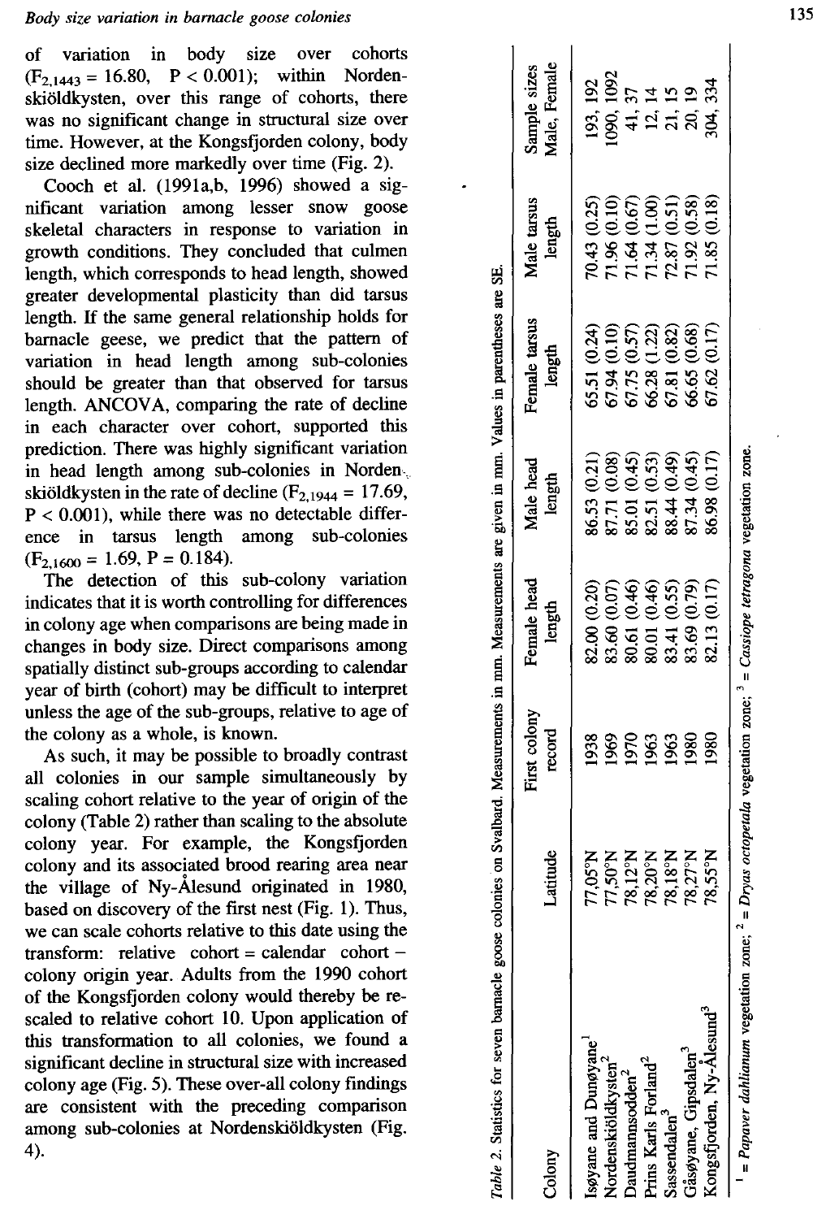of variation in body size over cohorts ($F_{2,1443} = 16.80$, $P < 0.001$); within Nordenskiöldkysten, over this range of cohorts, there was no significant change in structural size over time. However, at the Kongsfjorden colony, body size declined more markedly over time (Fig. 2).

Cooch et al. (1991a,b, 1996) showed a significant variation among lesser snow goose skeletal characters in response to variation in growth conditions. They concluded that culmen length, which corresponds to head length, showed greater developmental plasticity than did tarsus length. If the same general relationship holds for barnacle geese, we predict that the pattern of variation in head length among sub-colonies should be greater than that observed for tarsus length. ANCOVA, comparing the rate of decline in each character over cohort, supported this prediction. There was highly significant variation in head length among sub-colonies in Nordenskiöldkysten in the rate of decline ($F_{2,1944} = 17.69$, $P < 0.001$), while there was no detectable difference in tarsus length among sub-colonies ($F_{2,1600} = 1.69$, $P = 0.184$).

The detection of this sub-colony variation indicates that it is worth controlling for differences in colony age when comparisons are being made in changes in body size. Direct comparisons among spatially distinct sub-groups according to calendar year of birth (cohort) may be difficult to interpret unless the age of the sub-groups, relative to age of the colony as a whole, is known.

As such, it may be possible to broadly contrast all colonies in our sample simultaneously by scaling cohort relative to the year of origin of the colony (Table 2) rather than scaling to the absolute colony year. For example, the Kongsfjorden colony and its associated brood rearing area near the village of Ny-Ålesund originated in 1980, based on discovery of the first nest (Fig. 1). Thus, we can scale cohorts relative to this date using the transform: relative cohort = calendar cohort − colony origin year. Adults from the 1990 cohort of the Kongsfjorden colony would thereby be re-scaled to relative cohort 10. Upon application of this transformation to all colonies, we found a significant decline in structural size with increased colony age (Fig. 5). These over-all colony findings are consistent with the preceding comparison among sub-colonies at Nordenskiöldkysten (Fig. 4).

*Table 2.* Statistics for seven barnacle goose colonies on Svalbard. Measurements are given in mm. Values in parentheses are SE.

| Colony | Latitude | First colony record | Female head length | Male head length | Female tarsus length | Male tarsus length | Sample sizes Male, Female |
|---|---|---|---|---|---|---|---|
| Isøyane and Dunøyane[1] | 77,05°N | 1938 | 82.00 (0.20) | 86.53 (0.21) | 65.51 (0.24) | 70.43 (0.25) | 193, 192 |
| Nordenskiöldkysten[2] | 77,50°N | 1969 | 83.60 (0.07) | 87.71 (0.08) | 67.94 (0.10) | 71.96 (0.10) | 1090, 1092 |
| Daudmannsodden[2] | 78,12°N | 1970 | 80.61 (0.46) | 85.01 (0.45) | 67.75 (0.57) | 71.64 (0.67) | 41, 37 |
| Prins Karls Forland[2] | 78,20°N | 1963 | 80.01 (0.46) | 82.51 (0.53) | 66.28 (1.22) | 71.34 (1.00) | 12, 14 |
| Sassendalen[3] | 78,18°N | 1963 | 83.41 (0.55) | 88.44 (0.49) | 67.81 (0.82) | 72.87 (0.51) | 21, 15 |
| Gåsøyane, Gipsdalen[3] | 78,27°N | 1980 | 83.69 (0.79) | 87.34 (0.45) | 66.65 (0.68) | 71.92 (0.58) | 20, 19 |
| Kongsfjorden, Ny-Ålesund[3] | 78,55°N | 1980 | 82.13 (0.17) | 86.98 (0.17) | 67.62 (0.17) | 71.85 (0.18) | 304, 334 |

[1] = *Papaver dahlianum* vegetation zone; [2] = *Dryas octopetala* vegetation zone; [3] = *Cassiope tetragona* vegetation zone.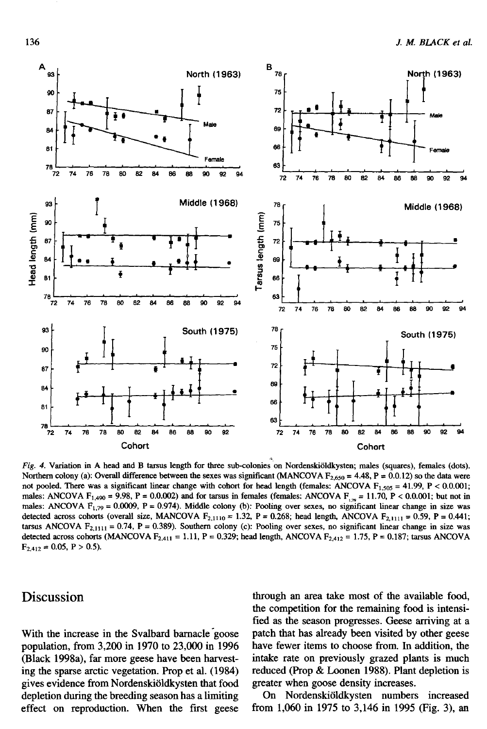*Fig. 4.* Variation in A head and B tarsus length for three sub-colonies on Nordenskiöldkysten; males (squares), females (dots). Northern colony (a): Overall difference between the sexes was significant (MANCOVA $F_{2,650} = 4.48$, $P = 0.0.12$) so the data were not pooled. There was a significant linear change with cohort for head length (females: ANCOVA $F_{1,505} = 41.99$, $P < 0.0.001$; males: ANCOVA $F_{1,490} = 9.98$, $P = 0.0.002$) and for tarsus in females (females: ANCOVA $F_{1,79} = 11.70$, $P < 0.0.001$; but not in males: ANCOVA $F_{1,79} = 0.0009$, $P = 0.974$). Middle colony (b): Pooling over sexes, no significant linear change in size was detected across cohorts (overall size, MANCOVA $F_{2,1110} = 1.32$, $P = 0.268$; head length, ANCOVA $F_{2,1111} = 0.59$, $P = 0.441$; tarsus ANCOVA $F_{2,1111} = 0.74$, $P = 0.389$). Southern colony (c): Pooling over sexes, no significant linear change in size was detected across cohorts (MANCOVA $F_{2,411} = 1.11$, $P = 0.329$; head length, ANCOVA $F_{2,412} = 1.75$, $P = 0.187$; tarsus ANCOVA $F_{2,412} = 0.05$, $P > 0.5$).

## Discussion

With the increase in the Svalbard barnacle goose population, from 3,200 in 1970 to 23,000 in 1996 (Black 1998a), far more geese have been harvesting the sparse arctic vegetation. Prop et al. (1984) gives evidence from Nordenskiöldkysten that food depletion during the breeding season has a limiting effect on reproduction. When the first geese through an area take most of the available food, the competition for the remaining food is intensified as the season progresses. Geese arriving at a patch that has already been visited by other geese have fewer items to choose from. In addition, the intake rate on previously grazed plants is much reduced (Prop & Loonen 1988). Plant depletion is greater when goose density increases.

On Nordenskiöldkysten numbers increased from 1,060 in 1975 to 3,146 in 1995 (Fig. 3), an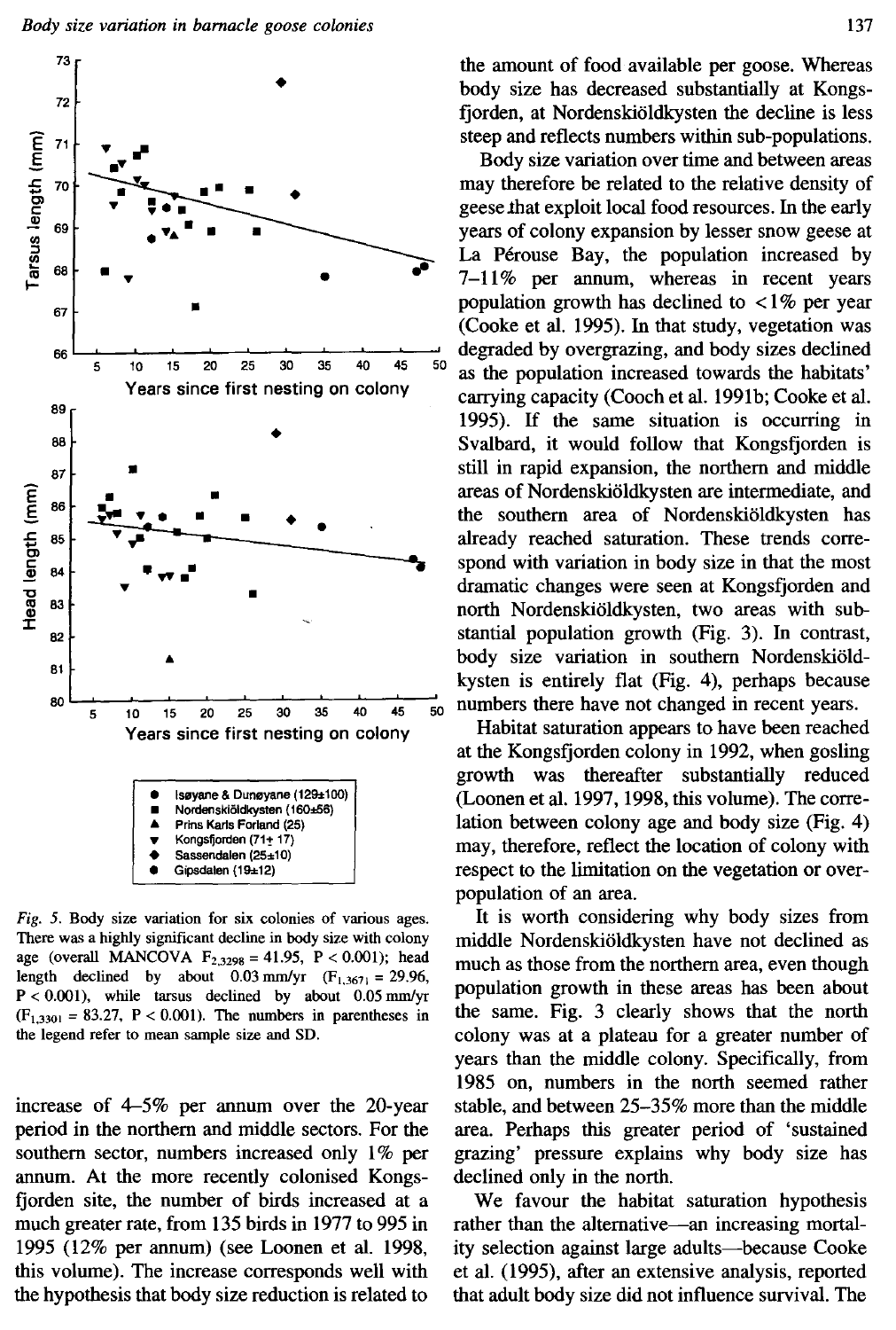Fig. 5. Body size variation for six colonies of various ages. There was a highly significant decline in body size with colony age (overall MANCOVA $F_{2,3298} = 41.95$, $P < 0.001$); head length declined by about 0.03 mm/yr ($F_{1,3671} = 29.96$, $P < 0.001$), while tarsus declined by about 0.05 mm/yr ($F_{1,3301} = 83.27$, $P < 0.001$). The numbers in parentheses in the legend refer to mean sample size and SD.

increase of 4–5% per annum over the 20-year period in the northern and middle sectors. For the southern sector, numbers increased only 1% per annum. At the more recently colonised Kongsfjorden site, the number of birds increased at a much greater rate, from 135 birds in 1977 to 995 in 1995 (12% per annum) (see Loonen et al. 1998, this volume). The increase corresponds well with the hypothesis that body size reduction is related to the amount of food available per goose. Whereas body size has decreased substantially at Kongsfjorden, at Nordenskiöldkysten the decline is less steep and reflects numbers within sub-populations.

Body size variation over time and between areas may therefore be related to the relative density of geese that exploit local food resources. In the early years of colony expansion by lesser snow geese at La Pérouse Bay, the population increased by 7–11% per annum, whereas in recent years population growth has declined to <1% per year (Cooke et al. 1995). In that study, vegetation was degraded by overgrazing, and body sizes declined as the population increased towards the habitats' carrying capacity (Cooch et al. 1991b; Cooke et al. 1995). If the same situation is occurring in Svalbard, it would follow that Kongsfjorden is still in rapid expansion, the northern and middle areas of Nordenskiöldkysten are intermediate, and the southern area of Nordenskiöldkysten has already reached saturation. These trends correspond with variation in body size in that the most dramatic changes were seen at Kongsfjorden and north Nordenskiöldkysten, two areas with substantial population growth (Fig. 3). In contrast, body size variation in southern Nordenskiöldkysten is entirely flat (Fig. 4), perhaps because numbers there have not changed in recent years.

Habitat saturation appears to have been reached at the Kongsfjorden colony in 1992, when gosling growth was thereafter substantially reduced (Loonen et al. 1997, 1998, this volume). The correlation between colony age and body size (Fig. 4) may, therefore, reflect the location of colony with respect to the limitation on the vegetation or overpopulation of an area.

It is worth considering why body sizes from middle Nordenskiöldkysten have not declined as much as those from the northern area, even though population growth in these areas has been about the same. Fig. 3 clearly shows that the north colony was at a plateau for a greater number of years than the middle colony. Specifically, from 1985 on, numbers in the north seemed rather stable, and between 25–35% more than the middle area. Perhaps this greater period of 'sustained grazing' pressure explains why body size has declined only in the north.

We favour the habitat saturation hypothesis rather than the alternative—an increasing mortality selection against large adults—because Cooke et al. (1995), after an extensive analysis, reported that adult body size did not influence survival. The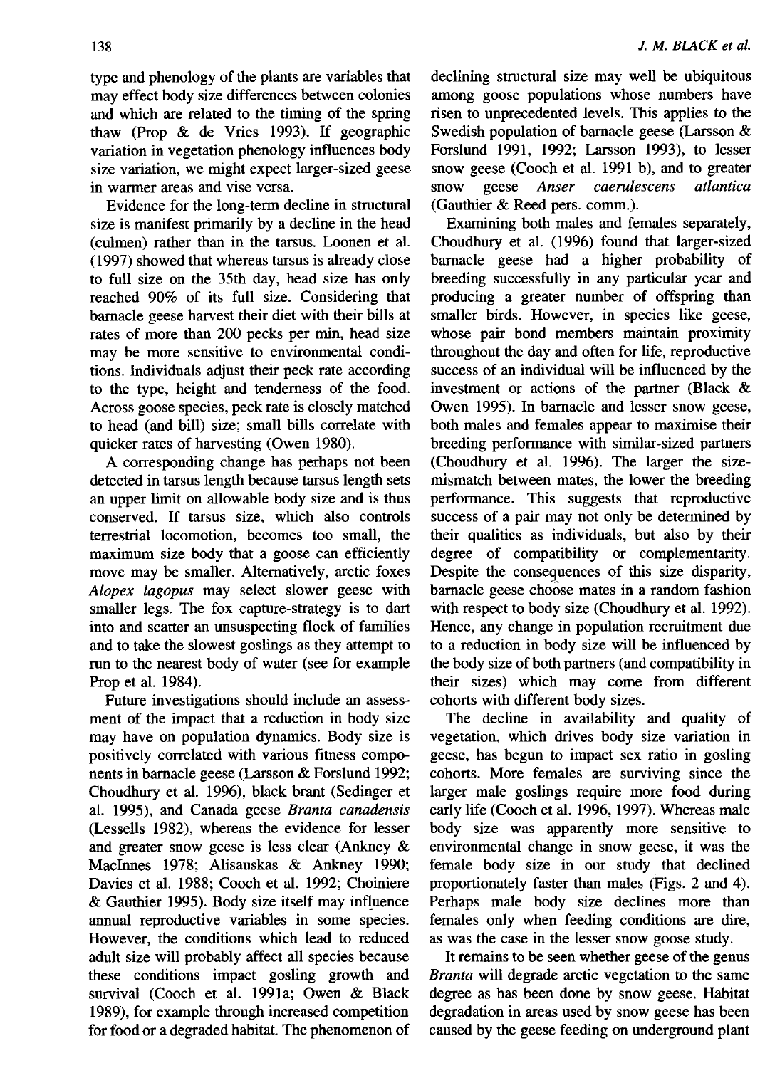type and phenology of the plants are variables that may effect body size differences between colonies and which are related to the timing of the spring thaw (Prop & de Vries 1993). If geographic variation in vegetation phenology influences body size variation, we might expect larger-sized geese in warmer areas and vise versa.

Evidence for the long-term decline in structural size is manifest primarily by a decline in the head (culmen) rather than in the tarsus. Loonen et al. (1997) showed that whereas tarsus is already close to full size on the 35th day, head size has only reached 90% of its full size. Considering that barnacle geese harvest their diet with their bills at rates of more than 200 pecks per min, head size may be more sensitive to environmental conditions. Individuals adjust their peck rate according to the type, height and tenderness of the food. Across goose species, peck rate is closely matched to head (and bill) size; small bills correlate with quicker rates of harvesting (Owen 1980).

A corresponding change has perhaps not been detected in tarsus length because tarsus length sets an upper limit on allowable body size and is thus conserved. If tarsus size, which also controls terrestrial locomotion, becomes too small, the maximum size body that a goose can efficiently move may be smaller. Alternatively, arctic foxes *Alopex lagopus* may select slower geese with smaller legs. The fox capture-strategy is to dart into and scatter an unsuspecting flock of families and to take the slowest goslings as they attempt to run to the nearest body of water (see for example Prop et al. 1984).

Future investigations should include an assessment of the impact that a reduction in body size may have on population dynamics. Body size is positively correlated with various fitness components in barnacle geese (Larsson & Forslund 1992; Choudhury et al. 1996), black brant (Sedinger et al. 1995), and Canada geese *Branta canadensis* (Lessells 1982), whereas the evidence for lesser and greater snow geese is less clear (Ankney & MacInnes 1978; Alisauskas & Ankney 1990; Davies et al. 1988; Cooch et al. 1992; Choiniere & Gauthier 1995). Body size itself may influence annual reproductive variables in some species. However, the conditions which lead to reduced adult size will probably affect all species because these conditions impact gosling growth and survival (Cooch et al. 1991a; Owen & Black 1989), for example through increased competition for food or a degraded habitat. The phenomenon of declining structural size may well be ubiquitous among goose populations whose numbers have risen to unprecedented levels. This applies to the Swedish population of barnacle geese (Larsson & Forslund 1991, 1992; Larsson 1993), to lesser snow geese (Cooch et al. 1991 b), and to greater snow geese *Anser caerulescens atlantica* (Gauthier & Reed pers. comm.).

Examining both males and females separately, Choudhury et al. (1996) found that larger-sized barnacle geese had a higher probability of breeding successfully in any particular year and producing a greater number of offspring than smaller birds. However, in species like geese, whose pair bond members maintain proximity throughout the day and often for life, reproductive success of an individual will be influenced by the investment or actions of the partner (Black & Owen 1995). In barnacle and lesser snow geese, both males and females appear to maximise their breeding performance with similar-sized partners (Choudhury et al. 1996). The larger the size-mismatch between mates, the lower the breeding performance. This suggests that reproductive success of a pair may not only be determined by their qualities as individuals, but also by their degree of compatibility or complementarity. Despite the consequences of this size disparity, barnacle geese choose mates in a random fashion with respect to body size (Choudhury et al. 1992). Hence, any change in population recruitment due to a reduction in body size will be influenced by the body size of both partners (and compatibility in their sizes) which may come from different cohorts with different body sizes.

The decline in availability and quality of vegetation, which drives body size variation in geese, has begun to impact sex ratio in gosling cohorts. More females are surviving since the larger male goslings require more food during early life (Cooch et al. 1996, 1997). Whereas male body size was apparently more sensitive to environmental change in snow geese, it was the female body size in our study that declined proportionately faster than males (Figs. 2 and 4). Perhaps male body size declines more than females only when feeding conditions are dire, as was the case in the lesser snow goose study.

It remains to be seen whether geese of the genus *Branta* will degrade arctic vegetation to the same degree as has been done by snow geese. Habitat degradation in areas used by snow geese has been caused by the geese feeding on underground plant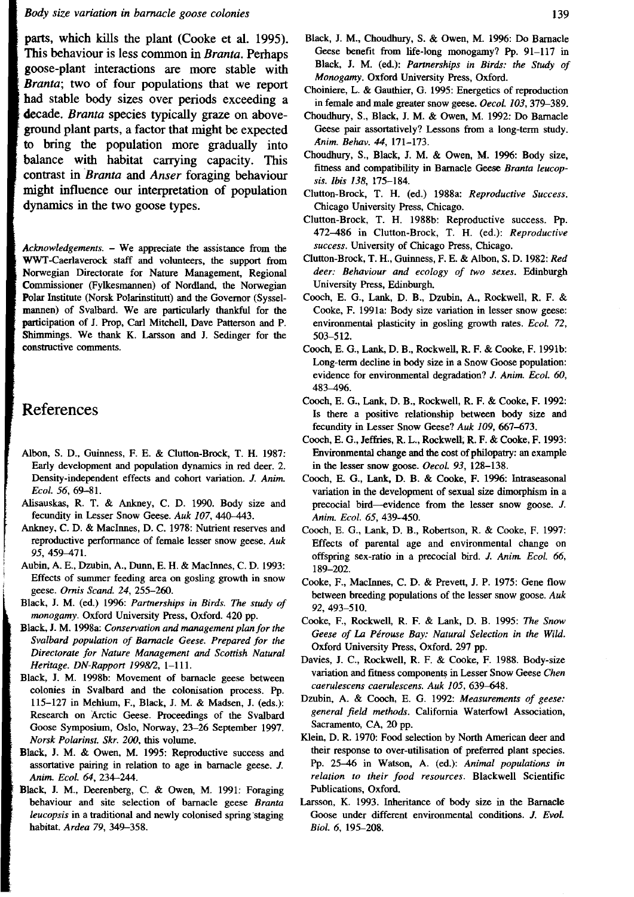parts, which kills the plant (Cooke et al. 1995). This behaviour is less common in *Branta*. Perhaps goose-plant interactions are more stable with *Branta*; two of four populations that we report had stable body sizes over periods exceeding a decade. *Branta* species typically graze on above-ground plant parts, a factor that might be expected to bring the population more gradually into balance with habitat carrying capacity. This contrast in *Branta* and *Anser* foraging behaviour might influence our interpretation of population dynamics in the two goose types.

*Acknowledgements.* – We appreciate the assistance from the WWT-Caerlaverock staff and volunteers, the support from Norwegian Directorate for Nature Management, Regional Commissioner (Fylkesmannen) of Nordland, the Norwegian Polar Institute (Norsk Polarinstitutt) and the Governor (Sysselmannen) of Svalbard. We are particularly thankful for the participation of J. Prop, Carl Mitchell, Dave Patterson and P. Shimmings. We thank K. Larsson and J. Sedinger for the constructive comments.

# References

Albon, S. D., Guinness, F. E. & Clutton-Brock, T. H. 1987: Early development and population dynamics in red deer. 2. Density-independent effects and cohort variation. *J. Anim. Ecol. 56*, 69–81.

Alisauskas, R. T. & Ankney, C. D. 1990. Body size and fecundity in Lesser Snow Geese. *Auk 107*, 440–443.

Ankney, C. D. & MacInnes, D. C. 1978: Nutrient reserves and reproductive performance of female lesser snow geese. *Auk 95*, 459–471.

Aubin, A. E., Dzubin, A., Dunn, E. H. & MacInnes, C. D. 1993: Effects of summer feeding area on gosling growth in snow geese. *Ornis Scand. 24*, 255–260.

Black, J. M. (ed.) 1996: *Partnerships in Birds. The study of monogamy*. Oxford University Press, Oxford. 420 pp.

Black, J. M. 1998a: *Conservation and management plan for the Svalbard population of Barnacle Geese. Prepared for the Directorate for Nature Management and Scottish Natural Heritage. DN-Rapport 1998/2*, 1–111.

Black, J. M. 1998b: Movement of barnacle geese between colonies in Svalbard and the colonisation process. Pp. 115–127 in Mehlum, F., Black, J. M. & Madsen, J. (eds.): Research on Arctic Geese. Proceedings of the Svalbard Goose Symposium, Oslo, Norway, 23–26 September 1997. *Norsk Polarinst. Skr. 200*, this volume.

Black, J. M. & Owen, M. 1995: Reproductive success and assortative pairing in relation to age in barnacle geese. *J. Anim. Ecol. 64*, 234–244.

Black, J. M., Deerenberg, C. & Owen, M. 1991: Foraging behaviour and site selection of barnacle geese *Branta leucopsis* in a traditional and newly colonised spring staging habitat. *Ardea 79*, 349–358.

Black, J. M., Choudhury, S. & Owen, M. 1996: Do Barnacle Geese benefit from life-long monogamy? Pp. 91–117 in Black, J. M. (ed.): *Partnerships in Birds: the Study of Monogamy*. Oxford University Press, Oxford.

Choiniere, L. & Gauthier, G. 1995: Energetics of reproduction in female and male greater snow geese. *Oecol. 103*, 379–389.

Choudhury, S., Black, J. M. & Owen, M. 1992: Do Barnacle Geese pair assortatively? Lessons from a long-term study. *Anim. Behav. 44*, 171–173.

Choudhury, S., Black, J. M. & Owen, M. 1996: Body size, fitness and compatibility in Barnacle Geese *Branta leucopsis*. *Ibis 138*, 175–184.

Clutton-Brock, T. H. (ed.) 1988a: *Reproductive Success*. Chicago University Press, Chicago.

Clutton-Brock, T. H. 1988b: Reproductive success. Pp. 472–486 in Clutton-Brock, T. H. (ed.): *Reproductive success*. University of Chicago Press, Chicago.

Clutton-Brock, T. H., Guinness, F. E. & Albon, S. D. 1982: *Red deer: Behaviour and ecology of two sexes*. Edinburgh University Press, Edinburgh.

Cooch, E. G., Lank, D. B., Dzubin, A., Rockwell, R. F. & Cooke, F. 1991a: Body size variation in lesser snow geese: environmental plasticity in gosling growth rates. *Ecol. 72*, 503–512.

Cooch, E. G., Lank, D. B., Rockwell, R. F. & Cooke, F. 1991b: Long-term decline in body size in a Snow Goose population: evidence for environmental degradation? *J. Anim. Ecol. 60*, 483–496.

Cooch, E. G., Lank, D. B., Rockwell, R. F. & Cooke, F. 1992: Is there a positive relationship between body size and fecundity in Lesser Snow Geese? *Auk 109*, 667–673.

Cooch, E. G., Jeffries, R. L., Rockwell, R. F. & Cooke, F. 1993: Environmental change and the cost of philopatry: an example in the lesser snow goose. *Oecol. 93*, 128–138.

Cooch, E. G., Lank, D. B. & Cooke, F. 1996: Intraseasonal variation in the development of sexual size dimorphism in a precocial bird—evidence from the lesser snow goose. *J. Anim. Ecol. 65*, 439–450.

Cooch, E. G., Lank, D. B., Robertson, R. & Cooke, F. 1997: Effects of parental age and environmental change on offspring sex-ratio in a precocial bird. *J. Anim. Ecol. 66*, 189–202.

Cooke, F., MacInnes, C. D. & Prevett, J. P. 1975: Gene flow between breeding populations of the lesser snow goose. *Auk 92*, 493–510.

Cooke, F., Rockwell, R. F. & Lank, D. B. 1995: *The Snow Geese of La Pérouse Bay: Natural Selection in the Wild*. Oxford University Press, Oxford. 297 pp.

Davies, J. C., Rockwell, R. F. & Cooke, F. 1988. Body-size variation and fitness components in Lesser Snow Geese *Chen caerulescens caerulescens*. *Auk 105*, 639–648.

Dzubin, A. & Cooch, E. G. 1992: *Measurements of geese: general field methods*. California Waterfowl Association, Sacramento, CA, 20 pp.

Klein, D. R. 1970: Food selection by North American deer and their response to over-utilisation of preferred plant species. Pp. 25–46 in Watson, A. (ed.): *Animal populations in relation to their food resources*. Blackwell Scientific Publications, Oxford.

Larsson, K. 1993. Inheritance of body size in the Barnacle Goose under different environmental conditions. *J. Evol. Biol. 6*, 195–208.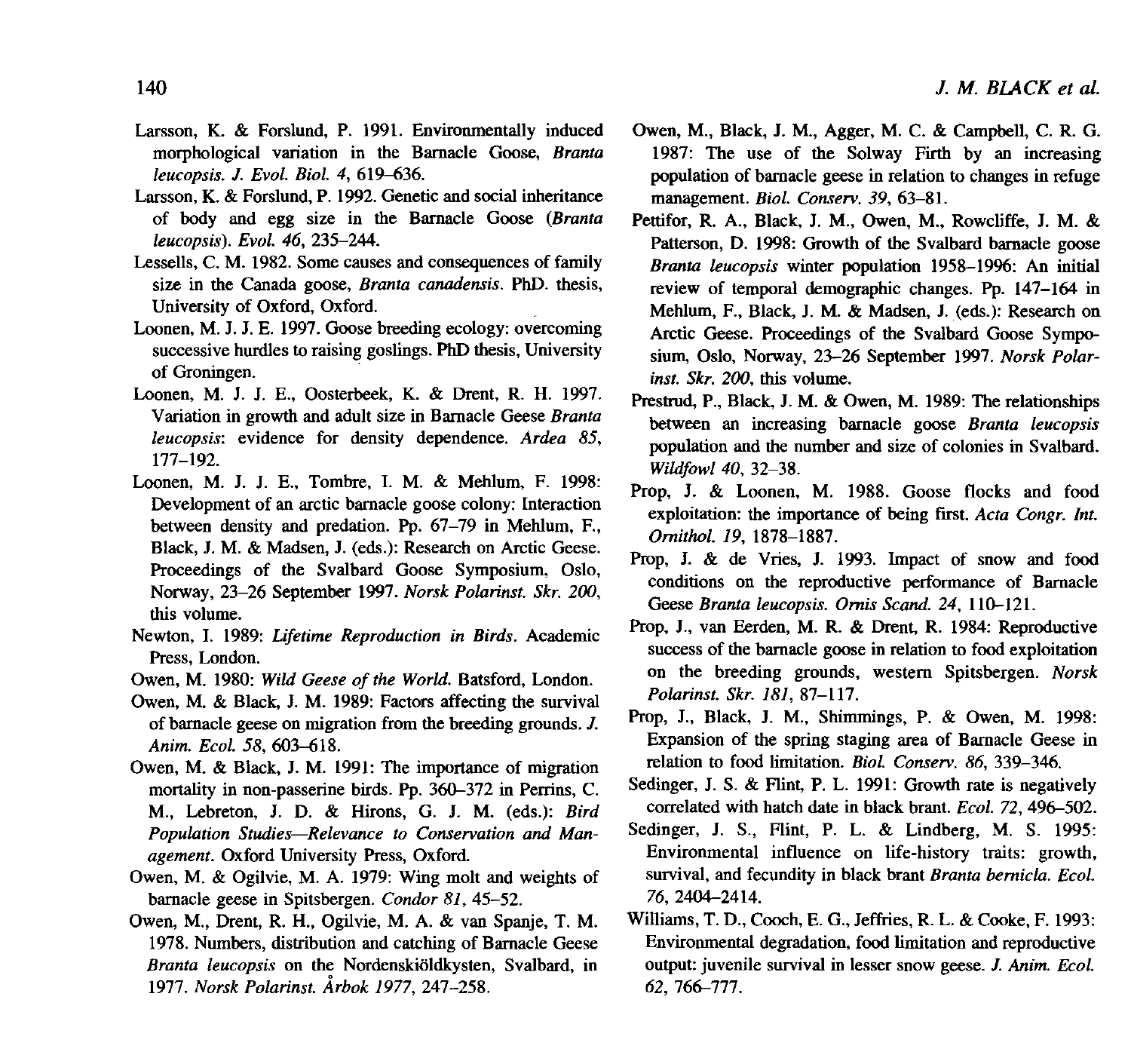Larsson, K. & Forslund, P. 1991. Environmentally induced morphological variation in the Barnacle Goose, *Branta leucopsis*. *J. Evol. Biol. 4*, 619–636.

Larsson, K. & Forslund, P. 1992. Genetic and social inheritance of body and egg size in the Barnacle Goose (*Branta leucopsis*). *Evol. 46*, 235–244.

Lessells, C. M. 1982. Some causes and consequences of family size in the Canada goose, *Branta canadensis*. PhD. thesis, University of Oxford, Oxford.

Loonen, M. J. J. E. 1997. Goose breeding ecology: overcoming successive hurdles to raising goslings. PhD thesis, University of Groningen.

Loonen, M. J. J. E., Oosterbeek, K. & Drent, R. H. 1997. Variation in growth and adult size in Barnacle Geese *Branta leucopsis*: evidence for density dependence. *Ardea 85*, 177–192.

Loonen, M. J. J. E., Tombre, I. M. & Mehlum, F. 1998: Development of an arctic barnacle goose colony: Interaction between density and predation. Pp. 67–79 in Mehlum, F., Black, J. M. & Madsen, J. (eds.): Research on Arctic Geese. Proceedings of the Svalbard Goose Symposium, Oslo, Norway, 23–26 September 1997. *Norsk Polarinst. Skr. 200*, this volume.

Newton, I. 1989: *Lifetime Reproduction in Birds*. Academic Press, London.

Owen, M. 1980: *Wild Geese of the World*. Batsford, London.

Owen, M. & Black, J. M. 1989: Factors affecting the survival of barnacle geese on migration from the breeding grounds. *J. Anim. Ecol. 58*, 603–618.

Owen, M. & Black, J. M. 1991: The importance of migration mortality in non-passerine birds. Pp. 360–372 in Perrins, C. M., Lebreton, J. D. & Hirons, G. J. M. (eds.): *Bird Population Studies—Relevance to Conservation and Management*. Oxford University Press, Oxford.

Owen, M. & Ogilvie, M. A. 1979: Wing molt and weights of barnacle geese in Spitsbergen. *Condor 81*, 45–52.

Owen, M., Drent, R. H., Ogilvie, M. A. & van Spanje, T. M. 1978. Numbers, distribution and catching of Barnacle Geese *Branta leucopsis* on the Nordenskiöldkysten, Svalbard, in 1977. *Norsk Polarinst. Årbok 1977*, 247–258.

Owen, M., Black, J. M., Agger, M. C. & Campbell, C. R. G. 1987: The use of the Solway Firth by an increasing population of barnacle geese in relation to changes in refuge management. *Biol. Conserv. 39*, 63–81.

Pettifor, R. A., Black, J. M., Owen, M., Rowcliffe, J. M. & Patterson, D. 1998: Growth of the Svalbard barnacle goose *Branta leucopsis* winter population 1958–1996: An initial review of temporal demographic changes. Pp. 147–164 in Mehlum, F., Black, J. M. & Madsen, J. (eds.): Research on Arctic Geese. Proceedings of the Svalbard Goose Symposium, Oslo, Norway, 23–26 September 1997. *Norsk Polarinst. Skr. 200*, this volume.

Prestrud, P., Black, J. M. & Owen, M. 1989: The relationships between an increasing barnacle goose *Branta leucopsis* population and the number and size of colonies in Svalbard. *Wildfowl 40*, 32–38.

Prop, J. & Loonen, M. 1988. Goose flocks and food exploitation: the importance of being first. *Acta Congr. Int. Ornithol. 19*, 1878–1887.

Prop, J. & de Vries, J. 1993. Impact of snow and food conditions on the reproductive performance of Barnacle Geese *Branta leucopsis*. *Ornis Scand. 24*, 110–121.

Prop, J., van Eerden, M. R. & Drent, R. 1984: Reproductive success of the barnacle goose in relation to food exploitation on the breeding grounds, western Spitsbergen. *Norsk Polarinst. Skr. 181*, 87–117.

Prop, J., Black, J. M., Shimmings, P. & Owen, M. 1998: Expansion of the spring staging area of Barnacle Geese in relation to food limitation. *Biol. Conserv. 86*, 339–346.

Sedinger, J. S. & Flint, P. L. 1991: Growth rate is negatively correlated with hatch date in black brant. *Ecol. 72*, 496–502.

Sedinger, J. S., Flint, P. L. & Lindberg, M. S. 1995: Environmental influence on life-history traits: growth, survival, and fecundity in black brant *Branta bernicla*. *Ecol. 76*, 2404–2414.

Williams, T. D., Cooch, E. G., Jeffries, R. L. & Cooke, F. 1993: Environmental degradation, food limitation and reproductive output: juvenile survival in lesser snow geese. *J. Anim. Ecol. 62*, 766–777.